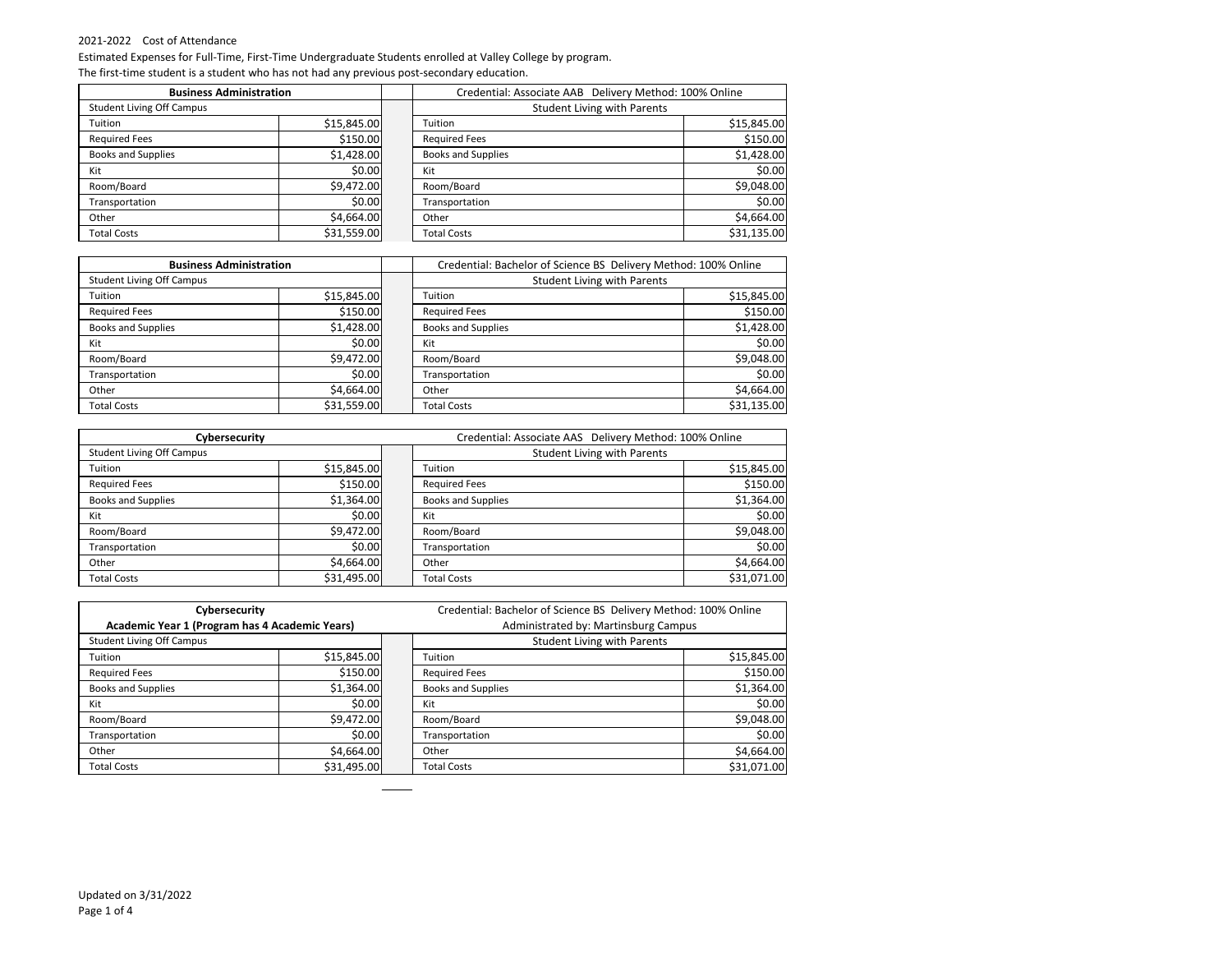2021-2022 Cost of Attendance

Estimated Expenses for Full-Time, First-Time Undergraduate Students enrolled at Valley College by program.

The first-time student is a student who has not had any previous post-secondary education.

| Business Administration | | | Credential: Associate AAB Delivery Method: 100% Online | |
|---|---|---|---|---|
| Student Living Off Campus | | | Student Living with Parents | |
| Tuition | $15,845.00 | | Tuition | $15,845.00 |
| Required Fees | $150.00 | | Required Fees | $150.00 |
| Books and Supplies | $1,428.00 | | Books and Supplies | $1,428.00 |
| Kit | $0.00 | | Kit | $0.00 |
| Room/Board | $9,472.00 | | Room/Board | $9,048.00 |
| Transportation | $0.00 | | Transportation | $0.00 |
| Other | $4,664.00 | | Other | $4,664.00 |
| Total Costs | $31,559.00 | | Total Costs | $31,135.00 |

| Business Administration | | | Credential: Bachelor of Science BS Delivery Method: 100% Online | |
|---|---|---|---|---|
| Student Living Off Campus | | | Student Living with Parents | |
| Tuition | $15,845.00 | | Tuition | $15,845.00 |
| Required Fees | $150.00 | | Required Fees | $150.00 |
| Books and Supplies | $1,428.00 | | Books and Supplies | $1,428.00 |
| Kit | $0.00 | | Kit | $0.00 |
| Room/Board | $9,472.00 | | Room/Board | $9,048.00 |
| Transportation | $0.00 | | Transportation | $0.00 |
| Other | $4,664.00 | | Other | $4,664.00 |
| Total Costs | $31,559.00 | | Total Costs | $31,135.00 |

| Cybersecurity | | | Credential: Associate AAS Delivery Method: 100% Online | |
|---|---|---|---|---|
| Student Living Off Campus | | | Student Living with Parents | |
| Tuition | $15,845.00 | | Tuition | $15,845.00 |
| Required Fees | $150.00 | | Required Fees | $150.00 |
| Books and Supplies | $1,364.00 | | Books and Supplies | $1,364.00 |
| Kit | $0.00 | | Kit | $0.00 |
| Room/Board | $9,472.00 | | Room/Board | $9,048.00 |
| Transportation | $0.00 | | Transportation | $0.00 |
| Other | $4,664.00 | | Other | $4,664.00 |
| Total Costs | $31,495.00 | | Total Costs | $31,071.00 |

| Cybersecurity | | | Credential: Bachelor of Science BS Delivery Method: 100% Online | |
|---|---|---|---|---|
| Academic Year 1 (Program has 4 Academic Years) | | | Administrated by: Martinsburg Campus | |
| Student Living Off Campus | | | Student Living with Parents | |
| Tuition | $15,845.00 | | Tuition | $15,845.00 |
| Required Fees | $150.00 | | Required Fees | $150.00 |
| Books and Supplies | $1,364.00 | | Books and Supplies | $1,364.00 |
| Kit | $0.00 | | Kit | $0.00 |
| Room/Board | $9,472.00 | | Room/Board | $9,048.00 |
| Transportation | $0.00 | | Transportation | $0.00 |
| Other | $4,664.00 | | Other | $4,664.00 |
| Total Costs | $31,495.00 | | Total Costs | $31,071.00 |

Updated on 3/31/2022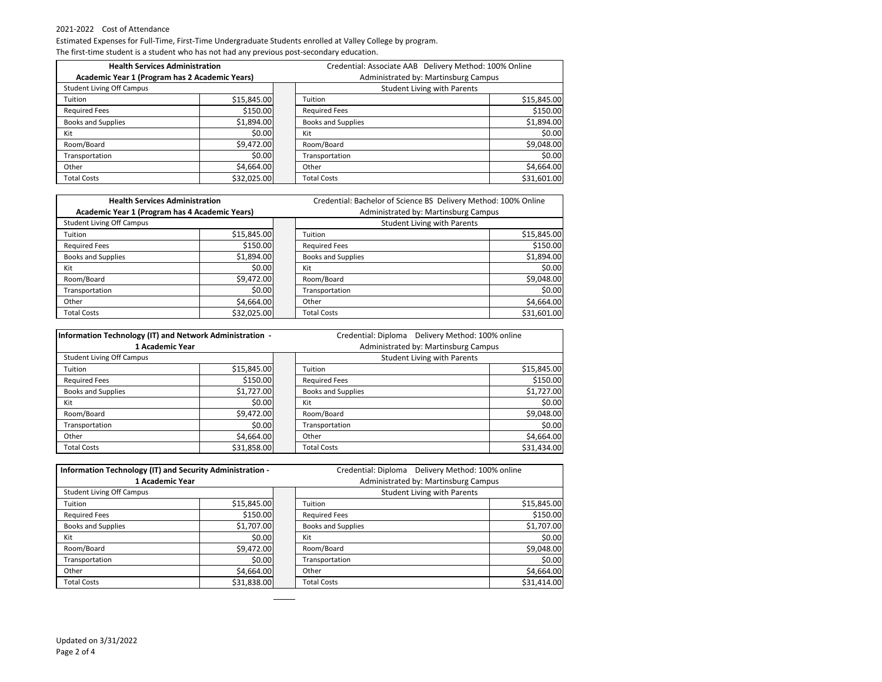2021-2022 Cost of Attendance

Estimated Expenses for Full-Time, First-Time Undergraduate Students enrolled at Valley College by program.

The first-time student is a student who has not had any previous post-secondary education.

| **Health Services Administration** | | | Credential: Associate AAB Delivery Method: 100% Online | |
|---|---|---|---|---|
| **Academic Year 1 (Program has 2 Academic Years)** | | | Administrated by: Martinsburg Campus | |
| Student Living Off Campus | | | Student Living with Parents | |
| Tuition | $15,845.00 | | Tuition | $15,845.00 |
| Required Fees | $150.00 | | Required Fees | $150.00 |
| Books and Supplies | $1,894.00 | | Books and Supplies | $1,894.00 |
| Kit | $0.00 | | Kit | $0.00 |
| Room/Board | $9,472.00 | | Room/Board | $9,048.00 |
| Transportation | $0.00 | | Transportation | $0.00 |
| Other | $4,664.00 | | Other | $4,664.00 |
| Total Costs | $32,025.00 | | Total Costs | $31,601.00 |

| **Health Services Administration** | | | Credential: Bachelor of Science BS Delivery Method: 100% Online | |
|---|---|---|---|---|
| **Academic Year 1 (Program has 4 Academic Years)** | | | Administrated by: Martinsburg Campus | |
| Student Living Off Campus | | | Student Living with Parents | |
| Tuition | $15,845.00 | | Tuition | $15,845.00 |
| Required Fees | $150.00 | | Required Fees | $150.00 |
| Books and Supplies | $1,894.00 | | Books and Supplies | $1,894.00 |
| Kit | $0.00 | | Kit | $0.00 |
| Room/Board | $9,472.00 | | Room/Board | $9,048.00 |
| Transportation | $0.00 | | Transportation | $0.00 |
| Other | $4,664.00 | | Other | $4,664.00 |
| Total Costs | $32,025.00 | | Total Costs | $31,601.00 |

| **Information Technology (IT) and Network Administration - 1 Academic Year** | | | Credential: Diploma Delivery Method: 100% online | |
|---|---|---|---|---|
| | | | Administrated by: Martinsburg Campus | |
| Student Living Off Campus | | | Student Living with Parents | |
| Tuition | $15,845.00 | | Tuition | $15,845.00 |
| Required Fees | $150.00 | | Required Fees | $150.00 |
| Books and Supplies | $1,727.00 | | Books and Supplies | $1,727.00 |
| Kit | $0.00 | | Kit | $0.00 |
| Room/Board | $9,472.00 | | Room/Board | $9,048.00 |
| Transportation | $0.00 | | Transportation | $0.00 |
| Other | $4,664.00 | | Other | $4,664.00 |
| Total Costs | $31,858.00 | | Total Costs | $31,434.00 |

| **Information Technology (IT) and Security Administration - 1 Academic Year** | | | Credential: Diploma Delivery Method: 100% online | |
|---|---|---|---|---|
| | | | Administrated by: Martinsburg Campus | |
| Student Living Off Campus | | | Student Living with Parents | |
| Tuition | $15,845.00 | | Tuition | $15,845.00 |
| Required Fees | $150.00 | | Required Fees | $150.00 |
| Books and Supplies | $1,707.00 | | Books and Supplies | $1,707.00 |
| Kit | $0.00 | | Kit | $0.00 |
| Room/Board | $9,472.00 | | Room/Board | $9,048.00 |
| Transportation | $0.00 | | Transportation | $0.00 |
| Other | $4,664.00 | | Other | $4,664.00 |
| Total Costs | $31,838.00 | | Total Costs | $31,414.00 |

Updated on 3/31/2022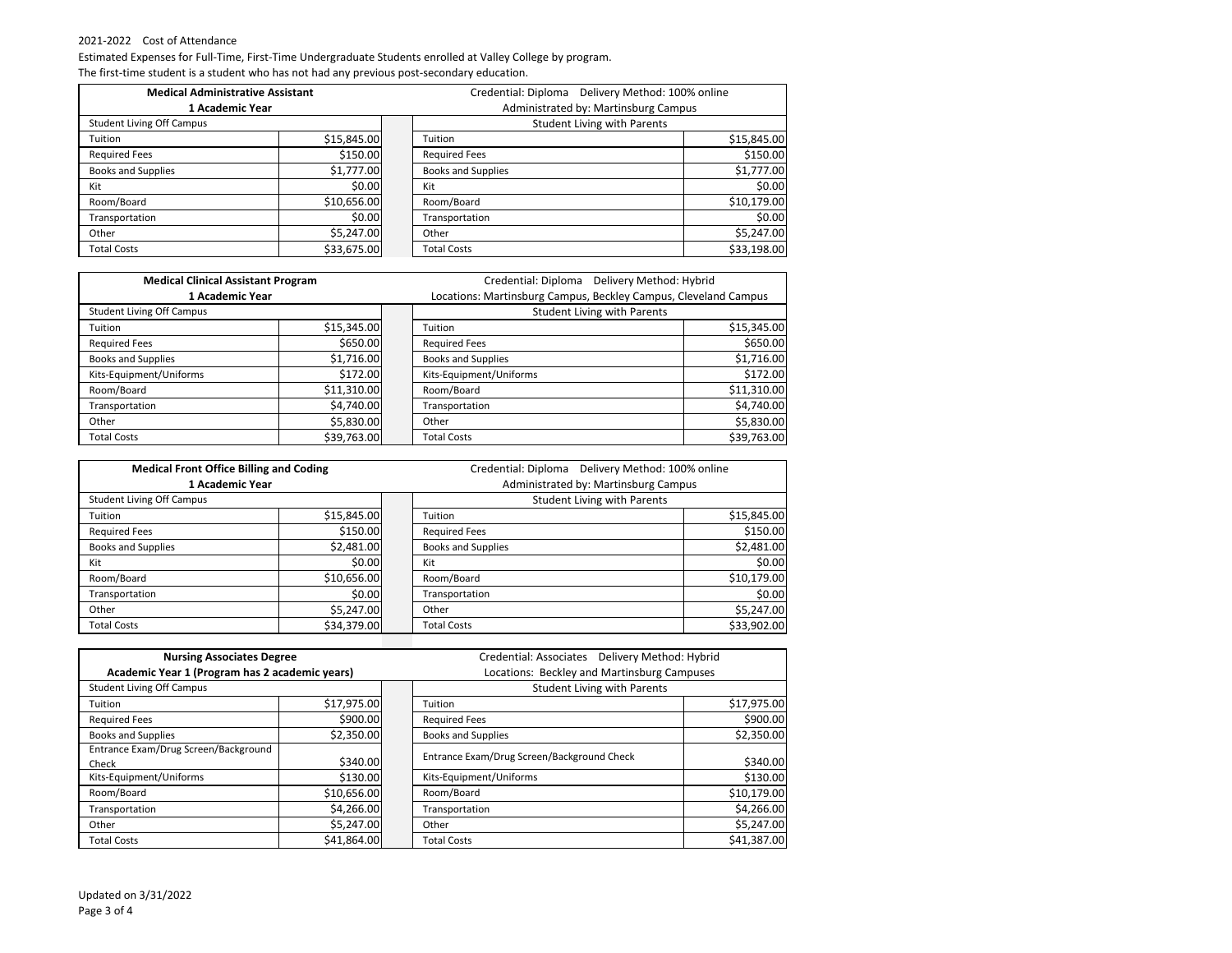2021-2022 Cost of Attendance

Estimated Expenses for Full-Time, First-Time Undergraduate Students enrolled at Valley College by program.

The first-time student is a student who has not had any previous post-secondary education.

| **Medical Administrative Assistant** | | | Credential: Diploma Delivery Method: 100% online | |
|---|---|---|---|---|
| **1 Academic Year** | | | Administrated by: Martinsburg Campus | |
| Student Living Off Campus | | | Student Living with Parents | |
| Tuition | $15,845.00 | | Tuition | $15,845.00 |
| Required Fees | $150.00 | | Required Fees | $150.00 |
| Books and Supplies | $1,777.00 | | Books and Supplies | $1,777.00 |
| Kit | $0.00 | | Kit | $0.00 |
| Room/Board | $10,656.00 | | Room/Board | $10,179.00 |
| Transportation | $0.00 | | Transportation | $0.00 |
| Other | $5,247.00 | | Other | $5,247.00 |
| Total Costs | $33,675.00 | | Total Costs | $33,198.00 |

| **Medical Clinical Assistant Program** | | | Credential: Diploma Delivery Method: Hybrid | |
|---|---|---|---|---|
| **1 Academic Year** | | | Locations: Martinsburg Campus, Beckley Campus, Cleveland Campus | |
| Student Living Off Campus | | | Student Living with Parents | |
| Tuition | $15,345.00 | | Tuition | $15,345.00 |
| Required Fees | $650.00 | | Required Fees | $650.00 |
| Books and Supplies | $1,716.00 | | Books and Supplies | $1,716.00 |
| Kits-Equipment/Uniforms | $172.00 | | Kits-Equipment/Uniforms | $172.00 |
| Room/Board | $11,310.00 | | Room/Board | $11,310.00 |
| Transportation | $4,740.00 | | Transportation | $4,740.00 |
| Other | $5,830.00 | | Other | $5,830.00 |
| Total Costs | $39,763.00 | | Total Costs | $39,763.00 |

| **Medical Front Office Billing and Coding** | | | Credential: Diploma Delivery Method: 100% online | |
|---|---|---|---|---|
| **1 Academic Year** | | | Administrated by: Martinsburg Campus | |
| Student Living Off Campus | | | Student Living with Parents | |
| Tuition | $15,845.00 | | Tuition | $15,845.00 |
| Required Fees | $150.00 | | Required Fees | $150.00 |
| Books and Supplies | $2,481.00 | | Books and Supplies | $2,481.00 |
| Kit | $0.00 | | Kit | $0.00 |
| Room/Board | $10,656.00 | | Room/Board | $10,179.00 |
| Transportation | $0.00 | | Transportation | $0.00 |
| Other | $5,247.00 | | Other | $5,247.00 |
| Total Costs | $34,379.00 | | Total Costs | $33,902.00 |

| **Nursing Associates Degree** | | | Credential: Associates Delivery Method: Hybrid | |
|---|---|---|---|---|
| **Academic Year 1 (Program has 2 academic years)** | | | Locations: Beckley and Martinsburg Campuses | |
| Student Living Off Campus | | | Student Living with Parents | |
| Tuition | $17,975.00 | | Tuition | $17,975.00 |
| Required Fees | $900.00 | | Required Fees | $900.00 |
| Books and Supplies | $2,350.00 | | Books and Supplies | $2,350.00 |
| Entrance Exam/Drug Screen/Background Check | $340.00 | | Entrance Exam/Drug Screen/Background Check | $340.00 |
| Kits-Equipment/Uniforms | $130.00 | | Kits-Equipment/Uniforms | $130.00 |
| Room/Board | $10,656.00 | | Room/Board | $10,179.00 |
| Transportation | $4,266.00 | | Transportation | $4,266.00 |
| Other | $5,247.00 | | Other | $5,247.00 |
| Total Costs | $41,864.00 | | Total Costs | $41,387.00 |

Updated on 3/31/2022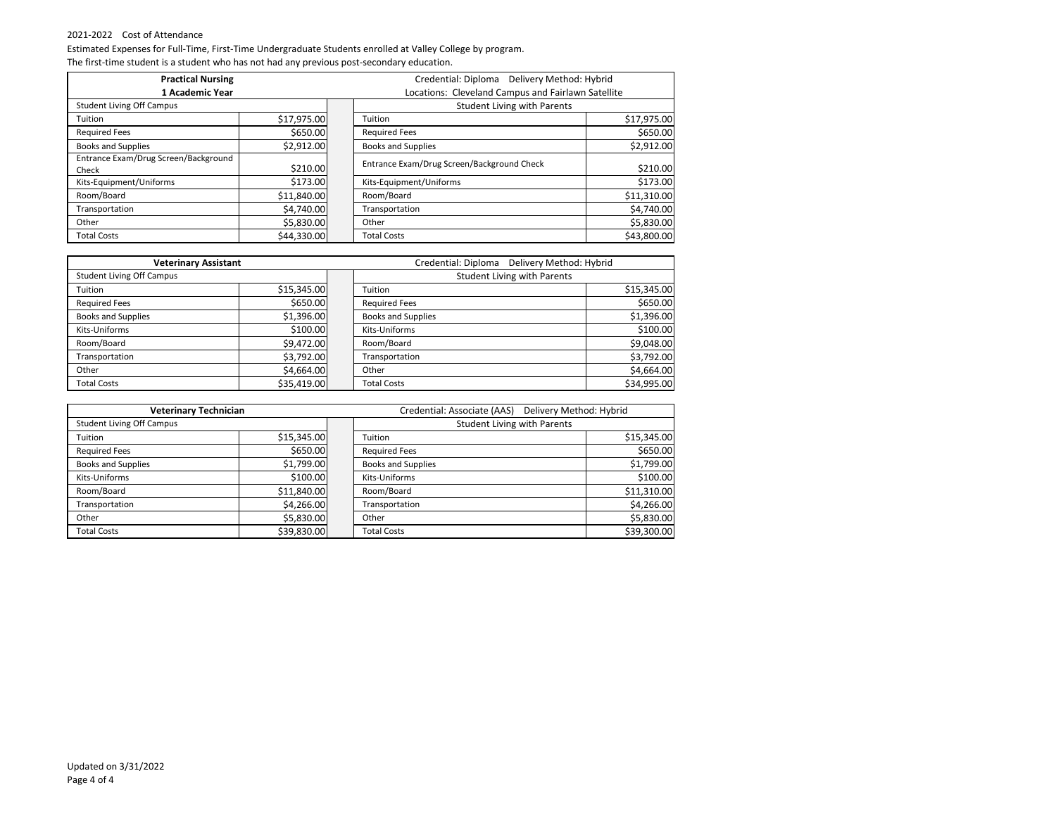2021-2022 Cost of Attendance

Estimated Expenses for Full-Time, First-Time Undergraduate Students enrolled at Valley College by program.

The first-time student is a student who has not had any previous post-secondary education.

| **Practical Nursing** | | | Credential: Diploma Delivery Method: Hybrid | |
|---|---|---|---|---|
| **1 Academic Year** | | | Locations: Cleveland Campus and Fairlawn Satellite | |
| Student Living Off Campus | | | Student Living with Parents | |
| Tuition | $17,975.00 | | Tuition | $17,975.00 |
| Required Fees | $650.00 | | Required Fees | $650.00 |
| Books and Supplies | $2,912.00 | | Books and Supplies | $2,912.00 |
| Entrance Exam/Drug Screen/Background Check | $210.00 | | Entrance Exam/Drug Screen/Background Check | $210.00 |
| Kits-Equipment/Uniforms | $173.00 | | Kits-Equipment/Uniforms | $173.00 |
| Room/Board | $11,840.00 | | Room/Board | $11,310.00 |
| Transportation | $4,740.00 | | Transportation | $4,740.00 |
| Other | $5,830.00 | | Other | $5,830.00 |
| Total Costs | $44,330.00 | | Total Costs | $43,800.00 |

| **Veterinary Assistant** | | | Credential: Diploma Delivery Method: Hybrid | |
|---|---|---|---|---|
| Student Living Off Campus | | | Student Living with Parents | |
| Tuition | $15,345.00 | | Tuition | $15,345.00 |
| Required Fees | $650.00 | | Required Fees | $650.00 |
| Books and Supplies | $1,396.00 | | Books and Supplies | $1,396.00 |
| Kits-Uniforms | $100.00 | | Kits-Uniforms | $100.00 |
| Room/Board | $9,472.00 | | Room/Board | $9,048.00 |
| Transportation | $3,792.00 | | Transportation | $3,792.00 |
| Other | $4,664.00 | | Other | $4,664.00 |
| Total Costs | $35,419.00 | | Total Costs | $34,995.00 |

| **Veterinary Technician** | | | Credential: Associate (AAS) Delivery Method: Hybrid | |
|---|---|---|---|---|
| Student Living Off Campus | | | Student Living with Parents | |
| Tuition | $15,345.00 | | Tuition | $15,345.00 |
| Required Fees | $650.00 | | Required Fees | $650.00 |
| Books and Supplies | $1,799.00 | | Books and Supplies | $1,799.00 |
| Kits-Uniforms | $100.00 | | Kits-Uniforms | $100.00 |
| Room/Board | $11,840.00 | | Room/Board | $11,310.00 |
| Transportation | $4,266.00 | | Transportation | $4,266.00 |
| Other | $5,830.00 | | Other | $5,830.00 |
| Total Costs | $39,830.00 | | Total Costs | $39,300.00 |

Updated on 3/31/2022